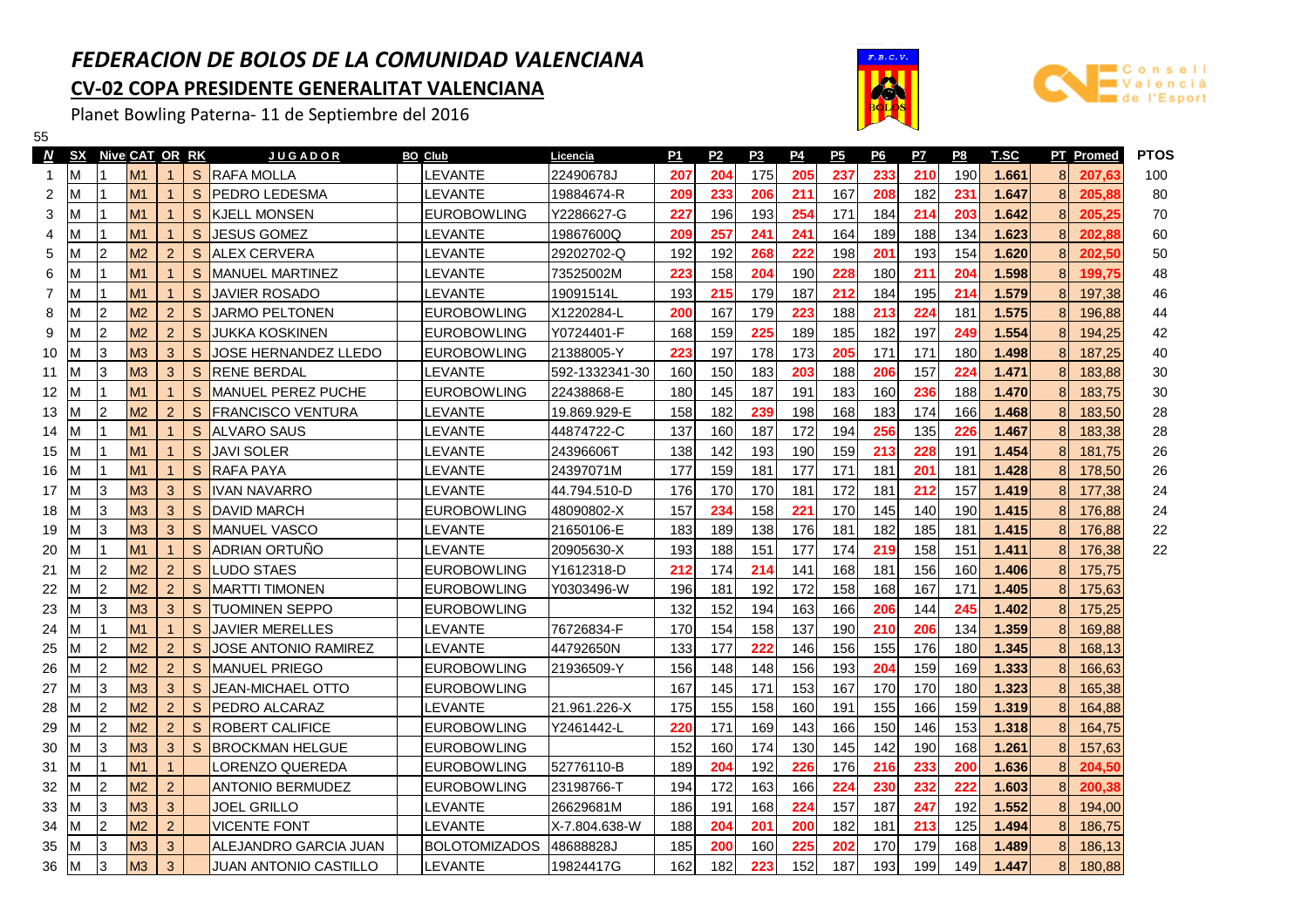# *FEDERACION DE BOLOS DE LA COMUNIDAD VALENCIANA*

## CV-02 COPA PRESIDENTE GENERALITAT VALENCIANA

Planet Bowling Paterna- 11 de Septiembre del 2016

55

| N | SX | Nive | CAT | OR | RK | JUGADOR | BO | Club | Licencia | P1 | P2 | P3 | P4 | P5 | P6 | P7 | P8 | T.SC | PT | Promed | PTOS |
|---|---|---|---|---|---|---|---|---|---|---|---|---|---|---|---|---|---|---|---|---|---|
| 1 | M | 1 | M1 | 1 | S | RAFA MOLLA | | LEVANTE | 22490678J | 207 | 204 | 175 | 205 | 237 | 233 | 210 | 190 | 1.661 | 8 | 207,63 | 100 |
| 2 | M | 1 | M1 | 1 | S | PEDRO LEDESMA | | LEVANTE | 19884674-R | 209 | 233 | 206 | 211 | 167 | 208 | 182 | 231 | 1.647 | 8 | 205,88 | 80 |
| 3 | M | 1 | M1 | 1 | S | KJELL MONSEN | | EUROBOWLING | Y2286627-G | 227 | 196 | 193 | 254 | 171 | 184 | 214 | 203 | 1.642 | 8 | 205,25 | 70 |
| 4 | M | 1 | M1 | 1 | S | JESUS GOMEZ | | LEVANTE | 19867600Q | 209 | 257 | 241 | 241 | 164 | 189 | 188 | 134 | 1.623 | 8 | 202,88 | 60 |
| 5 | M | 2 | M2 | 2 | S | ALEX CERVERA | | LEVANTE | 29202702-Q | 192 | 192 | 268 | 222 | 198 | 201 | 193 | 154 | 1.620 | 8 | 202,50 | 50 |
| 6 | M | 1 | M1 | 1 | S | MANUEL MARTINEZ | | LEVANTE | 73525002M | 223 | 158 | 204 | 190 | 228 | 180 | 211 | 204 | 1.598 | 8 | 199,75 | 48 |
| 7 | M | 1 | M1 | 1 | S | JAVIER ROSADO | | LEVANTE | 19091514L | 193 | 215 | 179 | 187 | 212 | 184 | 195 | 214 | 1.579 | 8 | 197,38 | 46 |
| 8 | M | 2 | M2 | 2 | S | JARMO PELTONEN | | EUROBOWLING | X1220284-L | 200 | 167 | 179 | 223 | 188 | 213 | 224 | 181 | 1.575 | 8 | 196,88 | 44 |
| 9 | M | 2 | M2 | 2 | S | JUKKA KOSKINEN | | EUROBOWLING | Y0724401-F | 168 | 159 | 225 | 189 | 185 | 182 | 197 | 249 | 1.554 | 8 | 194,25 | 42 |
| 10 | M | 3 | M3 | 3 | S | JOSE HERNANDEZ LLEDO | | EUROBOWLING | 21388005-Y | 223 | 197 | 178 | 173 | 205 | 171 | 171 | 180 | 1.498 | 8 | 187,25 | 40 |
| 11 | M | 3 | M3 | 3 | S | RENE BERDAL | | LEVANTE | 592-1332341-30 | 160 | 150 | 183 | 203 | 188 | 206 | 157 | 224 | 1.471 | 8 | 183,88 | 30 |
| 12 | M | 1 | M1 | 1 | S | MANUEL PEREZ PUCHE | | EUROBOWLING | 22438868-E | 180 | 145 | 187 | 191 | 183 | 160 | 236 | 188 | 1.470 | 8 | 183,75 | 30 |
| 13 | M | 2 | M2 | 2 | S | FRANCISCO VENTURA | | LEVANTE | 19.869.929-E | 158 | 182 | 239 | 198 | 168 | 183 | 174 | 166 | 1.468 | 8 | 183,50 | 28 |
| 14 | M | 1 | M1 | 1 | S | ALVARO SAUS | | LEVANTE | 44874722-C | 137 | 160 | 187 | 172 | 194 | 256 | 135 | 226 | 1.467 | 8 | 183,38 | 28 |
| 15 | M | 1 | M1 | 1 | S | JAVI SOLER | | LEVANTE | 24396606T | 138 | 142 | 193 | 190 | 159 | 213 | 228 | 191 | 1.454 | 8 | 181,75 | 26 |
| 16 | M | 1 | M1 | 1 | S | RAFA PAYA | | LEVANTE | 24397071M | 177 | 159 | 181 | 177 | 171 | 181 | 201 | 181 | 1.428 | 8 | 178,50 | 26 |
| 17 | M | 3 | M3 | 3 | S | IVAN NAVARRO | | LEVANTE | 44.794.510-D | 176 | 170 | 170 | 181 | 172 | 181 | 212 | 157 | 1.419 | 8 | 177,38 | 24 |
| 18 | M | 3 | M3 | 3 | S | DAVID MARCH | | EUROBOWLING | 48090802-X | 157 | 234 | 158 | 221 | 170 | 145 | 140 | 190 | 1.415 | 8 | 176,88 | 24 |
| 19 | M | 3 | M3 | 3 | S | MANUEL VASCO | | LEVANTE | 21650106-E | 183 | 189 | 138 | 176 | 181 | 182 | 185 | 181 | 1.415 | 8 | 176,88 | 22 |
| 20 | M | 1 | M1 | 1 | S | ADRIAN ORTUÑO | | LEVANTE | 20905630-X | 193 | 188 | 151 | 177 | 174 | 219 | 158 | 151 | 1.411 | 8 | 176,38 | 22 |
| 21 | M | 2 | M2 | 2 | S | LUDO STAES | | EUROBOWLING | Y1612318-D | 212 | 174 | 214 | 141 | 168 | 181 | 156 | 160 | 1.406 | 8 | 175,75 | |
| 22 | M | 2 | M2 | 2 | S | MARTTI TIMONEN | | EUROBOWLING | Y0303496-W | 196 | 181 | 192 | 172 | 158 | 168 | 167 | 171 | 1.405 | 8 | 175,63 | |
| 23 | M | 3 | M3 | 3 | S | TUOMINEN SEPPO | | EUROBOWLING | | 132 | 152 | 194 | 163 | 166 | 206 | 144 | 245 | 1.402 | 8 | 175,25 | |
| 24 | M | 1 | M1 | 1 | S | JAVIER MERELLES | | LEVANTE | 76726834-F | 170 | 154 | 158 | 137 | 190 | 210 | 206 | 134 | 1.359 | 8 | 169,88 | |
| 25 | M | 2 | M2 | 2 | S | JOSE ANTONIO RAMIREZ | | LEVANTE | 44792650N | 133 | 177 | 222 | 146 | 156 | 155 | 176 | 180 | 1.345 | 8 | 168,13 | |
| 26 | M | 2 | M2 | 2 | S | MANUEL PRIEGO | | EUROBOWLING | 21936509-Y | 156 | 148 | 148 | 156 | 193 | 204 | 159 | 169 | 1.333 | 8 | 166,63 | |
| 27 | M | 3 | M3 | 3 | S | JEAN-MICHAEL OTTO | | EUROBOWLING | | 167 | 145 | 171 | 153 | 167 | 170 | 170 | 180 | 1.323 | 8 | 165,38 | |
| 28 | M | 2 | M2 | 2 | S | PEDRO ALCARAZ | | LEVANTE | 21.961.226-X | 175 | 155 | 158 | 160 | 191 | 155 | 166 | 159 | 1.319 | 8 | 164,88 | |
| 29 | M | 2 | M2 | 2 | S | ROBERT CALIFICE | | EUROBOWLING | Y2461442-L | 220 | 171 | 169 | 143 | 166 | 150 | 146 | 153 | 1.318 | 8 | 164,75 | |
| 30 | M | 3 | M3 | 3 | S | BROCKMAN HELGUE | | EUROBOWLING | | 152 | 160 | 174 | 130 | 145 | 142 | 190 | 168 | 1.261 | 8 | 157,63 | |
| 31 | M | 1 | M1 | 1 | | LORENZO QUEREDA | | EUROBOWLING | 52776110-B | 189 | 204 | 192 | 226 | 176 | 216 | 233 | 200 | 1.636 | 8 | 204,50 | |
| 32 | M | 2 | M2 | 2 | | ANTONIO BERMUDEZ | | EUROBOWLING | 23198766-T | 194 | 172 | 163 | 166 | 224 | 230 | 232 | 222 | 1.603 | 8 | 200,38 | |
| 33 | M | 3 | M3 | 3 | | JOEL GRILLO | | LEVANTE | 26629681M | 186 | 191 | 168 | 224 | 157 | 187 | 247 | 192 | 1.552 | 8 | 194,00 | |
| 34 | M | 2 | M2 | 2 | | VICENTE FONT | | LEVANTE | X-7.804.638-W | 188 | 204 | 201 | 200 | 182 | 181 | 213 | 125 | 1.494 | 8 | 186,75 | |
| 35 | M | 3 | M3 | 3 | | ALEJANDRO GARCIA JUAN | | BOLOTOMIZADOS | 48688828J | 185 | 200 | 160 | 225 | 202 | 170 | 179 | 168 | 1.489 | 8 | 186,13 | |
| 36 | M | 3 | M3 | 3 | | JUAN ANTONIO CASTILLO | | LEVANTE | 19824417G | 162 | 182 | 223 | 152 | 187 | 193 | 199 | 149 | 1.447 | 8 | 180,88 | |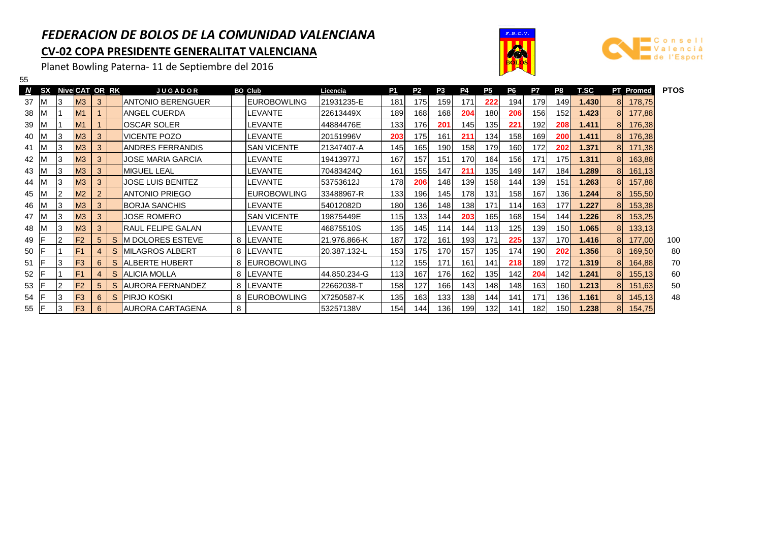## *FEDERACION DE BOLOS DE LA COMUNIDAD VALENCIANA*

## CV-02 COPA PRESIDENTE GENERALITAT VALENCIANA

Planet Bowling Paterna- 11 de Septiembre del 2016

55

| N | SX | Nive | CAT | OR | RK | JUGADOR | BO | Club | Licencia | P1 | P2 | P3 | P4 | P5 | P6 | P7 | P8 | T.SC | PT | Promed | PTOS |
|---|---|---|---|---|---|---|---|---|---|---|---|---|---|---|---|---|---|---|---|---|---|
| 37 | M | 3 | M3 | 3 | | ANTONIO BERENGUER | | EUROBOWLING | 21931235-E | 181 | 175 | 159 | 171 | 222 | 194 | 179 | 149 | 1.430 | 8 | 178,75 | |
| 38 | M | 1 | M1 | 1 | | ANGEL CUERDA | | LEVANTE | 22613449X | 189 | 168 | 168 | 204 | 180 | 206 | 156 | 152 | 1.423 | 8 | 177,88 | |
| 39 | M | 1 | M1 | 1 | | OSCAR SOLER | | LEVANTE | 44884476E | 133 | 176 | 201 | 145 | 135 | 221 | 192 | 208 | 1.411 | 8 | 176,38 | |
| 40 | M | 3 | M3 | 3 | | VICENTE POZO | | LEVANTE | 20151996V | 203 | 175 | 161 | 211 | 134 | 158 | 169 | 200 | 1.411 | 8 | 176,38 | |
| 41 | M | 3 | M3 | 3 | | ANDRES FERRANDIS | | SAN VICENTE | 21347407-A | 145 | 165 | 190 | 158 | 179 | 160 | 172 | 202 | 1.371 | 8 | 171,38 | |
| 42 | M | 3 | M3 | 3 | | JOSE MARIA GARCIA | | LEVANTE | 19413977J | 167 | 157 | 151 | 170 | 164 | 156 | 171 | 175 | 1.311 | 8 | 163,88 | |
| 43 | M | 3 | M3 | 3 | | MIGUEL LEAL | | LEVANTE | 70483424Q | 161 | 155 | 147 | 211 | 135 | 149 | 147 | 184 | 1.289 | 8 | 161,13 | |
| 44 | M | 3 | M3 | 3 | | JOSE LUIS BENITEZ | | LEVANTE | 53753612J | 178 | 206 | 148 | 139 | 158 | 144 | 139 | 151 | 1.263 | 8 | 157,88 | |
| 45 | M | 2 | M2 | 2 | | ANTONIO PRIEGO | | EUROBOWLING | 33488967-R | 133 | 196 | 145 | 178 | 131 | 158 | 167 | 136 | 1.244 | 8 | 155,50 | |
| 46 | M | 3 | M3 | 3 | | BORJA SANCHIS | | LEVANTE | 54012082D | 180 | 136 | 148 | 138 | 171 | 114 | 163 | 177 | 1.227 | 8 | 153,38 | |
| 47 | M | 3 | M3 | 3 | | JOSE ROMERO | | SAN VICENTE | 19875449E | 115 | 133 | 144 | 203 | 165 | 168 | 154 | 144 | 1.226 | 8 | 153,25 | |
| 48 | M | 3 | M3 | 3 | | RAUL FELIPE GALAN | | LEVANTE | 46875510S | 135 | 145 | 114 | 144 | 113 | 125 | 139 | 150 | 1.065 | 8 | 133,13 | |
| 49 | F | 2 | F2 | 5 | S | M DOLORES ESTEVE | 8 | LEVANTE | 21.976.866-K | 187 | 172 | 161 | 193 | 171 | 225 | 137 | 170 | 1.416 | 8 | 177,00 | 100 |
| 50 | F | 1 | F1 | 4 | S | MILAGROS ALBERT | 8 | LEVANTE | 20.387.132-L | 153 | 175 | 170 | 157 | 135 | 174 | 190 | 202 | 1.356 | 8 | 169,50 | 80 |
| 51 | F | 3 | F3 | 6 | S | ALBERTE HUBERT | 8 | EUROBOWLING | | 112 | 155 | 171 | 161 | 141 | 218 | 189 | 172 | 1.319 | 8 | 164,88 | 70 |
| 52 | F | 1 | F1 | 4 | S | ALICIA MOLLA | 8 | LEVANTE | 44.850.234-G | 113 | 167 | 176 | 162 | 135 | 142 | 204 | 142 | 1.241 | 8 | 155,13 | 60 |
| 53 | F | 2 | F2 | 5 | S | AURORA FERNANDEZ | 8 | LEVANTE | 22662038-T | 158 | 127 | 166 | 143 | 148 | 148 | 163 | 160 | 1.213 | 8 | 151,63 | 50 |
| 54 | F | 3 | F3 | 6 | S | PIRJO KOSKI | 8 | EUROBOWLING | X7250587-K | 135 | 163 | 133 | 138 | 144 | 141 | 171 | 136 | 1.161 | 8 | 145,13 | 48 |
| 55 | F | 3 | F3 | 6 | | AURORA CARTAGENA | 8 | | 53257138V | 154 | 144 | 136 | 199 | 132 | 141 | 182 | 150 | 1.238 | 8 | 154,75 | |